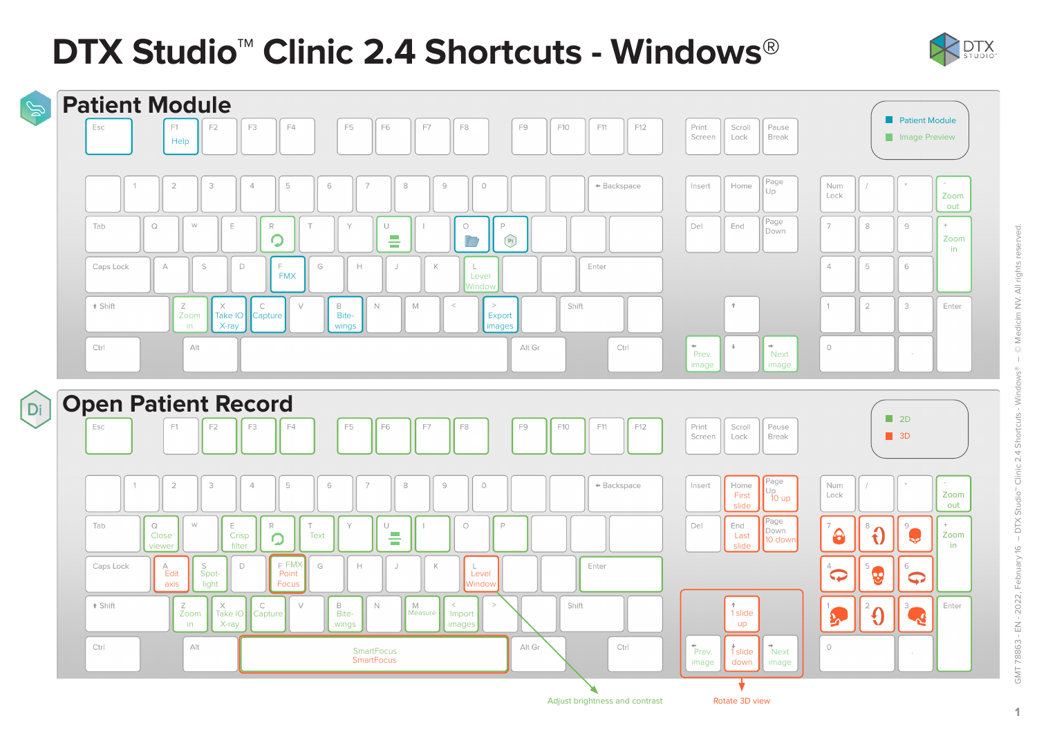# DTX Studio™ Clinic 2.4 Shortcuts - Windows®

## Patient Module

Legend:
- Patient Module
- Image Preview

| Key | Shortcut |
|---|---|
| F1 | Help |
| R | (Refresh icon) |
| U | (Icon) |
| O | (Folder icon) |
| P | (Icon) |
| F | FMX |
| L | Level Window |
| Z | Zoom in |
| X | Take IO X-ray |
| C | Capture |
| B | Bite-wings |
| > | Export images |
| ← | Prev. image |
| → | Next image |
| Num - | Zoom out |
| Num + | Zoom in |

## Open Patient Record

Legend:
- 2D
- 3D

| Key | Shortcut |
|---|---|
| Q | Close viewer |
| E | Crisp filter |
| R | (Refresh icon) |
| T | Text |
| U | (Icon) |
| A | Edit axis |
| S | Spot-light |
| F | FMX / Point Focus |
| L | Level Window |
| Z | Zoom in |
| X | Take IO X-ray |
| C | Capture |
| B | Bite-wings |
| M | Measure |
| < | Import images |
| Space | SmartFocus / SmartFocus |
| Home | First slide |
| End | Last slide |
| Page Up | 10 up |
| Page Down | 10 down |
| ↑ | 1 slide up |
| ↓ | 1 slide down |
| ← | Prev. image |
| → | Next image |
| Num - | Zoom out |
| Num + | Zoom in |
| Num 1–9 | (3D view icons) |

Adjust brightness and contrast

Rotate 3D view

GMT 78863 - EN - 2022, February 16 – DTX Studio™ Clinic 2.4 Shortcuts - Windows® – © Medicim NV. All rights reserved.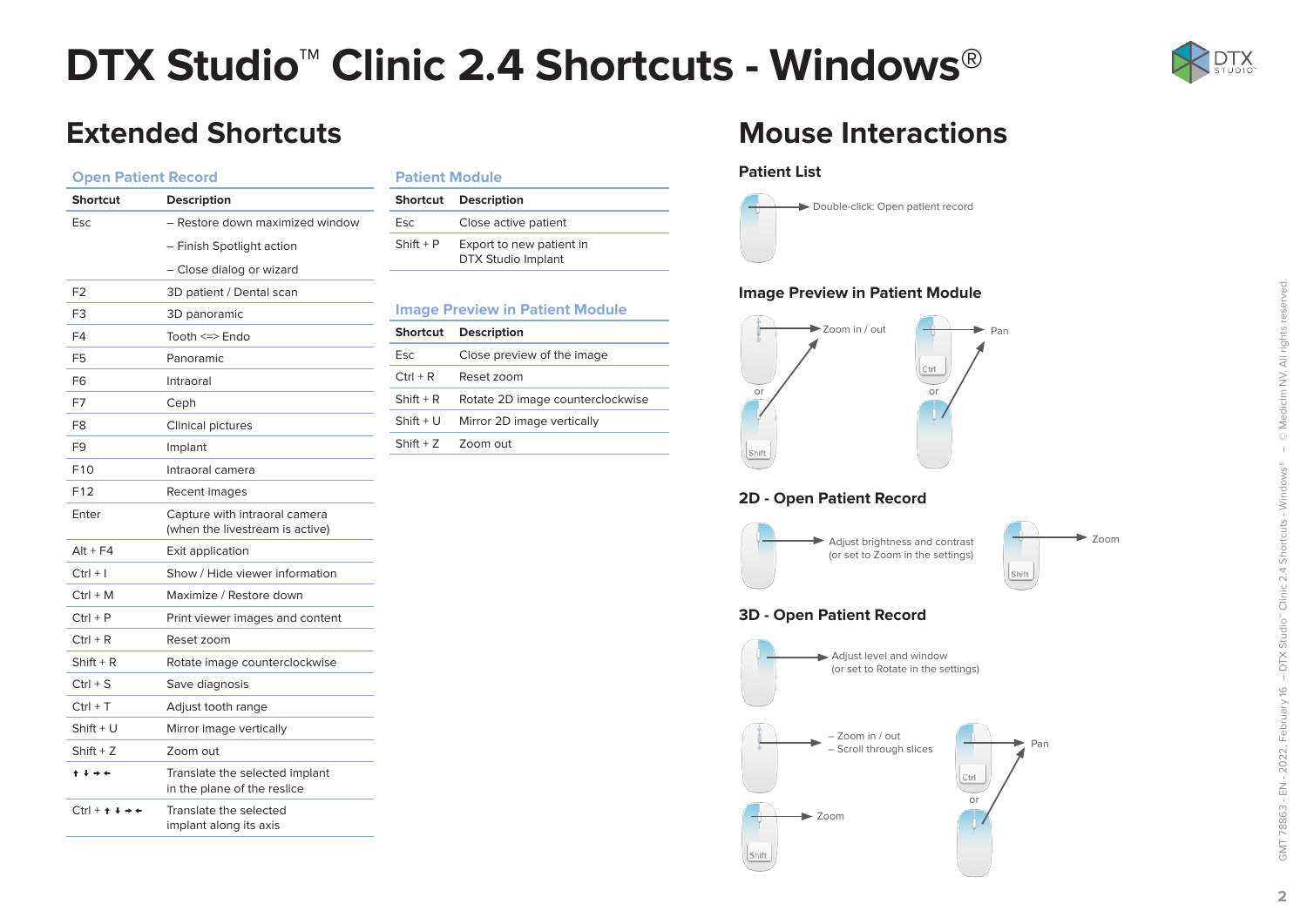# DTX Studio™ Clinic 2.4 Shortcuts - Windows®

## Extended Shortcuts

### Open Patient Record

| Shortcut | Description |
| --- | --- |
| Esc | – Restore down maximized window<br>– Finish Spotlight action<br>– Close dialog or wizard |
| F2 | 3D patient / Dental scan |
| F3 | 3D panoramic |
| F4 | Tooth <=> Endo |
| F5 | Panoramic |
| F6 | Intraoral |
| F7 | Ceph |
| F8 | Clinical pictures |
| F9 | Implant |
| F10 | Intraoral camera |
| F12 | Recent images |
| Enter | Capture with intraoral camera (when the livestream is active) |
| Alt + F4 | Exit application |
| Ctrl + I | Show / Hide viewer information |
| Ctrl + M | Maximize / Restore down |
| Ctrl + P | Print viewer images and content |
| Ctrl + R | Reset zoom |
| Shift + R | Rotate image counterclockwise |
| Ctrl + S | Save diagnosis |
| Ctrl + T | Adjust tooth range |
| Shift + U | Mirror image vertically |
| Shift + Z | Zoom out |
| ↑ ↓ → ← | Translate the selected implant in the plane of the reslice |
| Ctrl + ↑ ↓ → ← | Translate the selected implant along its axis |

### Patient Module

| Shortcut | Description |
| --- | --- |
| Esc | Close active patient |
| Shift + P | Export to new patient in DTX Studio Implant |

### Image Preview in Patient Module

| Shortcut | Description |
| --- | --- |
| Esc | Close preview of the image |
| Ctrl + R | Reset zoom |
| Shift + R | Rotate 2D image counterclockwise |
| Shift + U | Mirror 2D image vertically |
| Shift + Z | Zoom out |

## Mouse Interactions

### Patient List

Double-click: Open patient record

### Image Preview in Patient Module

Zoom in / out

or

Shift

Ctrl

or

Pan

### 2D - Open Patient Record

Adjust brightness and contrast (or set to Zoom in the settings)

Shift

Zoom

### 3D - Open Patient Record

Adjust level and window (or set to Rotate in the settings)

– Zoom in / out
– Scroll through slices

Shift

Zoom

Ctrl

or

Pan

GMT 78863 - EN - 2022, February 16 – DTX Studio™ Clinic 2.4 Shortcuts - Windows® – © Medicim NV. All rights reserved.